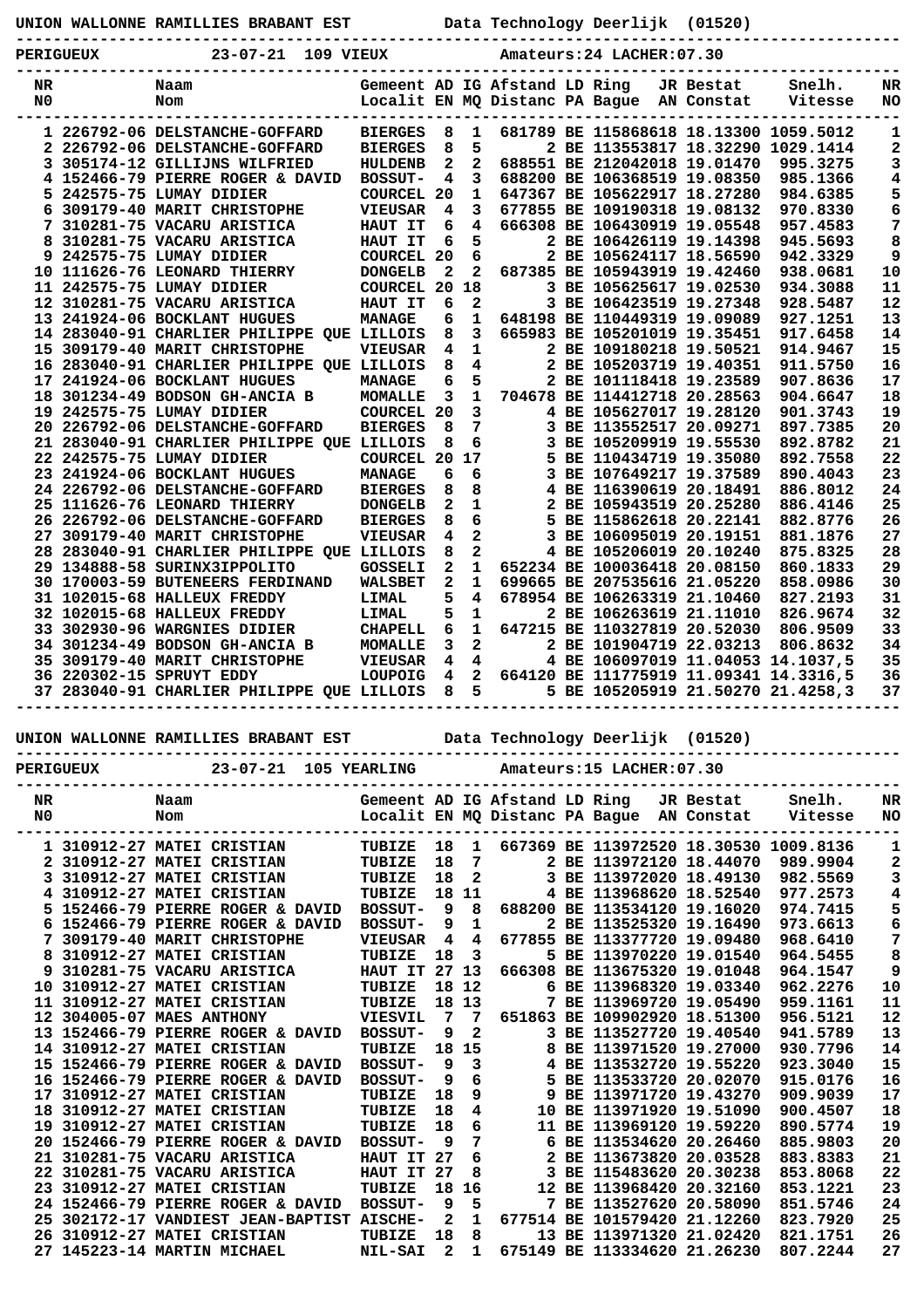UNION WALLONNE RAMILLIES BRABANT EST          Data Technology Deerlijk  (01520)

PERIGUEUX          23-07-21  109 VIEUX          Amateurs:24 LACHER:07.30

| NR N0 | | Naam Nom | Gemeent Localit | AD EN | IG MQ | Afstand Distanc | LD PA | Ring Bague | JR AN | Bestat Constat | Snelh. Vitesse | NR NO |
|---|---|---|---|---|---|---|---|---|---|---|---|---|
| 1 | 226792-06 | DELSTANCHE-GOFFARD | BIERGES | 8 | 1 | 681789 | BE | 1158686 | 18 | 18.13300 | 1059.5012 | 1 |
| 2 | 226792-06 | DELSTANCHE-GOFFARD | BIERGES | 8 | 5 | 2 | BE | 1135538 | 17 | 18.32290 | 1029.1414 | 2 |
| 3 | 305174-12 | GILLIJNS WILFRIED | HULDENB | 2 | 2 | 688551 | BE | 2120420 | 18 | 19.01470 | 995.3275 | 3 |
| 4 | 152466-79 | PIERRE ROGER & DAVID | BOSSUT- | 4 | 3 | 688200 | BE | 1063686 | 19 | 19.08350 | 985.1366 | 4 |
| 5 | 242575-75 | LUMAY DIDIER | COURCEL | 20 | 1 | 647367 | BE | 1056229 | 17 | 18.27280 | 984.6385 | 5 |
| 6 | 309179-40 | MARIT CHRISTOPHE | VIEUSAR | 4 | 3 | 677855 | BE | 1091903 | 18 | 19.08132 | 970.8330 | 6 |
| 7 | 310281-75 | VACARU ARISTICA | HAUT IT | 6 | 4 | 666308 | BE | 1064309 | 19 | 19.05548 | 957.4583 | 7 |
| 8 | 310281-75 | VACARU ARISTICA | HAUT IT | 6 | 5 | 2 | BE | 1064261 | 19 | 19.14398 | 945.5693 | 8 |
| 9 | 242575-75 | LUMAY DIDIER | COURCEL | 20 | 6 | 2 | BE | 1056241 | 17 | 18.56590 | 942.3329 | 9 |
| 10 | 111626-76 | LEONARD THIERRY | DONGELB | 2 | 2 | 687385 | BE | 1059439 | 19 | 19.42460 | 938.0681 | 10 |
| 11 | 242575-75 | LUMAY DIDIER | COURCEL | 20 | 18 | 3 | BE | 1056256 | 17 | 19.02530 | 934.3088 | 11 |
| 12 | 310281-75 | VACARU ARISTICA | HAUT IT | 6 | 2 | 3 | BE | 1064235 | 19 | 19.27348 | 928.5487 | 12 |
| 13 | 241924-06 | BOCKLANT HUGUES | MANAGE | 6 | 1 | 648198 | BE | 1104493 | 19 | 19.09089 | 927.1251 | 13 |
| 14 | 283040-91 | CHARLIER PHILIPPE QUE | LILLOIS | 8 | 3 | 665983 | BE | 1052010 | 19 | 19.35451 | 917.6458 | 14 |
| 15 | 309179-40 | MARIT CHRISTOPHE | VIEUSAR | 4 | 1 | 2 | BE | 1091802 | 18 | 19.50521 | 914.9467 | 15 |
| 16 | 283040-91 | CHARLIER PHILIPPE QUE | LILLOIS | 8 | 4 | 2 | BE | 1052037 | 19 | 19.40351 | 911.5750 | 16 |
| 17 | 241924-06 | BOCKLANT HUGUES | MANAGE | 6 | 5 | 2 | BE | 1011184 | 18 | 19.23589 | 907.8636 | 17 |
| 18 | 301234-49 | BODSON GH-ANCIA B | MOMALLE | 3 | 1 | 704678 | BE | 1144127 | 18 | 20.28563 | 904.6647 | 18 |
| 19 | 242575-75 | LUMAY DIDIER | COURCEL | 20 | 3 | 4 | BE | 1056270 | 17 | 19.28120 | 901.3743 | 19 |
| 20 | 226792-06 | DELSTANCHE-GOFFARD | BIERGES | 8 | 7 | 3 | BE | 1135525 | 17 | 20.09271 | 897.7385 | 20 |
| 21 | 283040-91 | CHARLIER PHILIPPE QUE | LILLOIS | 8 | 6 | 3 | BE | 1052099 | 19 | 19.55530 | 892.8782 | 21 |
| 22 | 242575-75 | LUMAY DIDIER | COURCEL | 20 | 17 | 5 | BE | 1104347 | 19 | 19.35080 | 892.7558 | 22 |
| 23 | 241924-06 | BOCKLANT HUGUES | MANAGE | 6 | 6 | 3 | BE | 1076492 | 17 | 19.37589 | 890.4043 | 23 |
| 24 | 226792-06 | DELSTANCHE-GOFFARD | BIERGES | 8 | 8 | 4 | BE | 1163906 | 19 | 20.18491 | 886.8012 | 24 |
| 25 | 111626-76 | LEONARD THIERRY | DONGELB | 2 | 1 | 2 | BE | 1059438 | 19 | 20.25280 | 886.4146 | 25 |
| 26 | 226792-06 | DELSTANCHE-GOFFARD | BIERGES | 8 | 6 | 5 | BE | 1158626 | 18 | 20.22141 | 882.8776 | 26 |
| 27 | 309179-40 | MARIT CHRISTOPHE | VIEUSAR | 4 | 2 | 3 | BE | 1060950 | 19 | 20.19151 | 881.1876 | 27 |
| 28 | 283040-91 | CHARLIER PHILIPPE QUE | LILLOIS | 8 | 2 | 4 | BE | 1052060 | 19 | 20.10240 | 875.8325 | 28 |
| 29 | 134888-58 | SURINX3IPPOLITO | GOSSELI | 2 | 1 | 652234 | BE | 1000364 | 18 | 20.08150 | 860.1833 | 29 |
| 30 | 170003-59 | BUTENEERS FERDINAND | WALSBET | 2 | 1 | 699665 | BE | 2075356 | 16 | 21.05220 | 858.0986 | 30 |
| 31 | 102015-68 | HALLEUX FREDDY | LIMAL | 5 | 4 | 678954 | BE | 1062633 | 19 | 21.10460 | 827.2193 | 31 |
| 32 | 102015-68 | HALLEUX FREDDY | LIMAL | 5 | 1 | 2 | BE | 1062636 | 19 | 21.11010 | 826.9674 | 32 |
| 33 | 302930-96 | WARGNIES DIDIER | CHAPELL | 6 | 1 | 647215 | BE | 1103278 | 19 | 20.52030 | 806.9509 | 33 |
| 34 | 301234-49 | BODSON GH-ANCIA B | MOMALLE | 3 | 2 | 2 | BE | 1019047 | 19 | 22.03213 | 806.8632 | 34 |
| 35 | 309179-40 | MARIT CHRISTOPHE | VIEUSAR | 4 | 4 | 4 | BE | 1060970 | 19 | 11.04053 | 14.1037,5 | 35 |
| 36 | 220302-15 | SPRUYT EDDY | LOUPOIG | 4 | 2 | 664120 | BE | 1117756 | 19 | 11.09341 | 14.3316,5 | 36 |
| 37 | 283040-91 | CHARLIER PHILIPPE QUE | LILLOIS | 8 | 5 | 5 | BE | 1052059 | 19 | 21.50270 | 21.4258,3 | 37 |

UNION WALLONNE RAMILLIES BRABANT EST          Data Technology Deerlijk  (01520)

PERIGUEUX          23-07-21  105 YEARLING          Amateurs:15 LACHER:07.30

| NR N0 | | Naam Nom | Gemeent Localit | AD EN | IG MQ | Afstand Distanc | LD PA | Ring Bague | JR AN | Bestat Constat | Snelh. Vitesse | NR NO |
|---|---|---|---|---|---|---|---|---|---|---|---|---|
| 1 | 310912-27 | MATEI CRISTIAN | TUBIZE | 18 | 1 | 667369 | BE | 1139725 | 20 | 18.30530 | 1009.8136 | 1 |
| 2 | 310912-27 | MATEI CRISTIAN | TUBIZE | 18 | 7 | 2 | BE | 1139721 | 20 | 18.44070 | 989.9904 | 2 |
| 3 | 310912-27 | MATEI CRISTIAN | TUBIZE | 18 | 2 | 3 | BE | 1139720 | 20 | 18.49130 | 982.5569 | 3 |
| 4 | 310912-27 | MATEI CRISTIAN | TUBIZE | 18 | 11 | 4 | BE | 1139686 | 20 | 18.52540 | 977.2573 | 4 |
| 5 | 152466-79 | PIERRE ROGER & DAVID | BOSSUT- | 9 | 8 | 688200 | BE | 1135341 | 20 | 19.16020 | 974.7415 | 5 |
| 6 | 152466-79 | PIERRE ROGER & DAVID | BOSSUT- | 9 | 1 | 2 | BE | 1135253 | 20 | 19.16490 | 973.6613 | 6 |
| 7 | 309179-40 | MARIT CHRISTOPHE | VIEUSAR | 4 | 4 | 677855 | BE | 1133777 | 20 | 19.09480 | 968.6410 | 7 |
| 8 | 310912-27 | MATEI CRISTIAN | TUBIZE | 18 | 3 | 5 | BE | 1139702 | 20 | 19.01540 | 964.5455 | 8 |
| 9 | 310281-75 | VACARU ARISTICA | HAUT IT | 27 | 13 | 666308 | BE | 1136751 | 20 | 19.01048 | 964.1547 | 9 |
| 10 | 310912-27 | MATEI CRISTIAN | TUBIZE | 18 | 12 | 6 | BE | 1139683 | 20 | 19.03340 | 962.2276 | 10 |
| 11 | 310912-27 | MATEI CRISTIAN | TUBIZE | 18 | 13 | 7 | BE | 1139697 | 20 | 19.05490 | 959.1161 | 11 |
| 12 | 304005-07 | MAES ANTHONY | VIESVIL | 7 | 7 | 651863 | BE | 1099029 | 20 | 18.51300 | 956.5121 | 12 |
| 13 | 152466-79 | PIERRE ROGER & DAVID | BOSSUT- | 9 | 2 | 3 | BE | 1135277 | 20 | 19.40540 | 941.5789 | 13 |
| 14 | 310912-27 | MATEI CRISTIAN | TUBIZE | 18 | 15 | 8 | BE | 1139715 | 20 | 19.27000 | 930.7796 | 14 |
| 15 | 152466-79 | PIERRE ROGER & DAVID | BOSSUT- | 9 | 3 | 4 | BE | 1135328 | 20 | 19.55220 | 923.3040 | 15 |
| 16 | 152466-79 | PIERRE ROGER & DAVID | BOSSUT- | 9 | 6 | 5 | BE | 1135337 | 20 | 20.02070 | 915.0176 | 16 |
| 17 | 310912-27 | MATEI CRISTIAN | TUBIZE | 18 | 9 | 9 | BE | 1139717 | 20 | 19.43270 | 909.9039 | 17 |
| 18 | 310912-27 | MATEI CRISTIAN | TUBIZE | 18 | 4 | 10 | BE | 1139719 | 20 | 19.51090 | 900.4507 | 18 |
| 19 | 310912-27 | MATEI CRISTIAN | TUBIZE | 18 | 6 | 11 | BE | 1139691 | 20 | 19.59220 | 890.5774 | 19 |
| 20 | 152466-79 | PIERRE ROGER & DAVID | BOSSUT- | 9 | 7 | 6 | BE | 1135346 | 20 | 20.26460 | 885.9803 | 20 |
| 21 | 310281-75 | VACARU ARISTICA | HAUT IT | 27 | 6 | 2 | BE | 1136738 | 20 | 20.03528 | 863.8383 | 21 |
| 22 | 310281-75 | VACARU ARISTICA | HAUT IT | 27 | 8 | 3 | BE | 1154836 | 20 | 20.30238 | 853.8068 | 22 |
| 23 | 310912-27 | MATEI CRISTIAN | TUBIZE | 18 | 16 | 12 | BE | 1139684 | 20 | 20.32160 | 853.1221 | 23 |
| 24 | 152466-79 | PIERRE ROGER & DAVID | BOSSUT- | 9 | 5 | 7 | BE | 1135277 | 20 | 20.58090 | 851.5746 | 24 |
| 25 | 302172-17 | VANDIEST JEAN-BAPTIST | AISCHE- | 2 | 1 | 677514 | BE | 1015794 | 20 | 21.12260 | 823.7920 | 25 |
| 26 | 310912-27 | MATEI CRISTIAN | TUBIZE | 18 | 8 | 13 | BE | 1139713 | 20 | 21.02420 | 821.1751 | 26 |
| 27 | 145223-14 | MARTIN MICHAEL | NIL-SAI | 2 | 1 | 675149 | BE | 1133346 | 20 | 21.26230 | 807.2244 | 27 |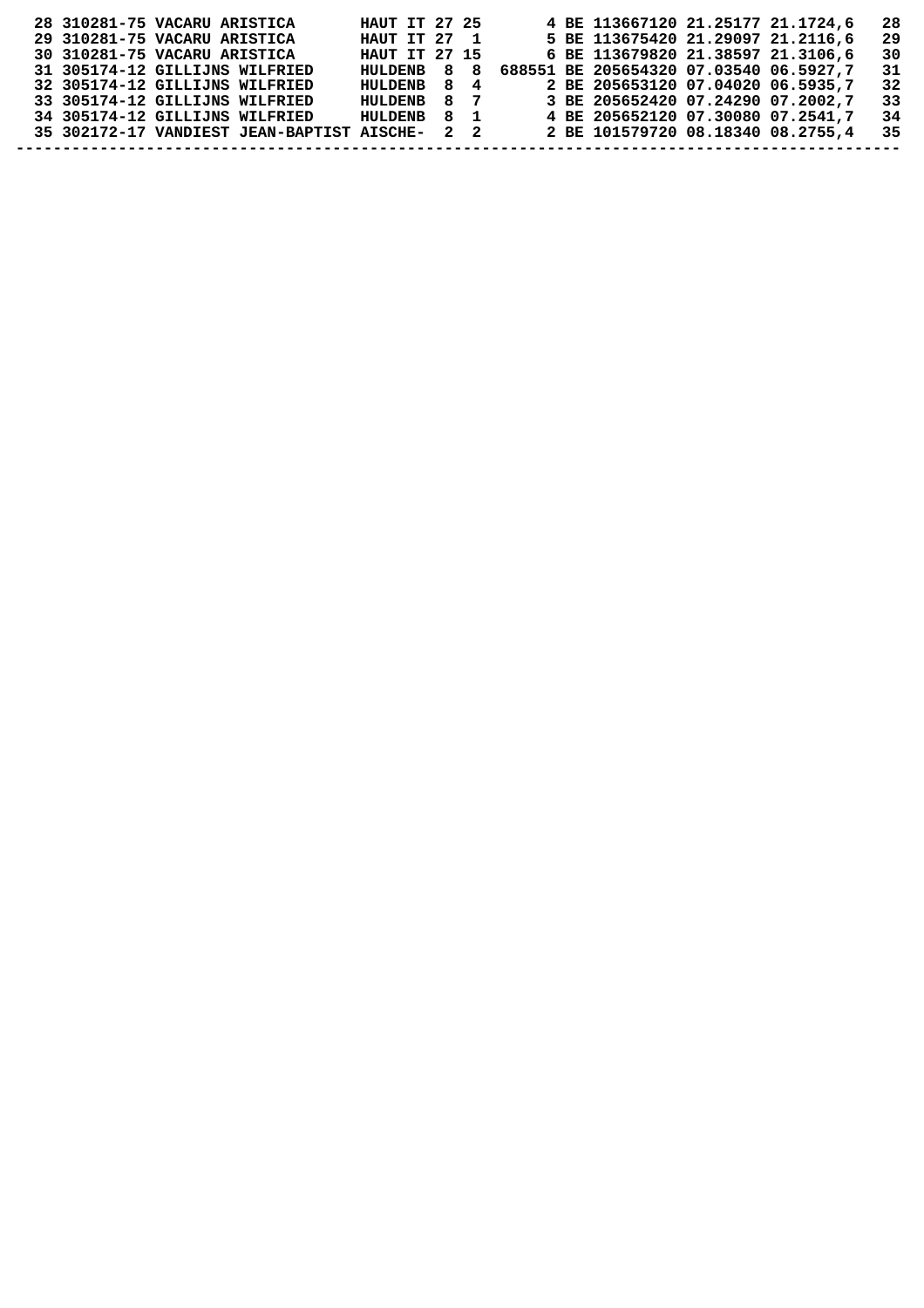```
 28 310281-75 VACARU ARISTICA       HAUT IT 27 25       4 BE 113667120 21.25177 21.1724,6   28
 29 310281-75 VACARU ARISTICA       HAUT IT 27  1       5 BE 113675420 21.29097 21.2116,6   29
 30 310281-75 VACARU ARISTICA       HAUT IT 27 15       6 BE 113679820 21.38597 21.3106,6   30
 31 305174-12 GILLIJNS WILFRIED     HULDENB  8  8  688551 BE 205654320 07.03540 06.5927,7   31
 32 305174-12 GILLIJNS WILFRIED     HULDENB  8  4       2 BE 205653120 07.04020 06.5935,7   32
 33 305174-12 GILLIJNS WILFRIED     HULDENB  8  7       3 BE 205652420 07.24290 07.2002,7   33
 34 305174-12 GILLIJNS WILFRIED     HULDENB  8  1       4 BE 205652120 07.30080 07.2541,7   34
 35 302172-17 VANDIEST JEAN-BAPTIST AISCHE-  2  2       2 BE 101579720 08.18340 08.2755,4   35
------------------------------------------------------------------------------------------------
```